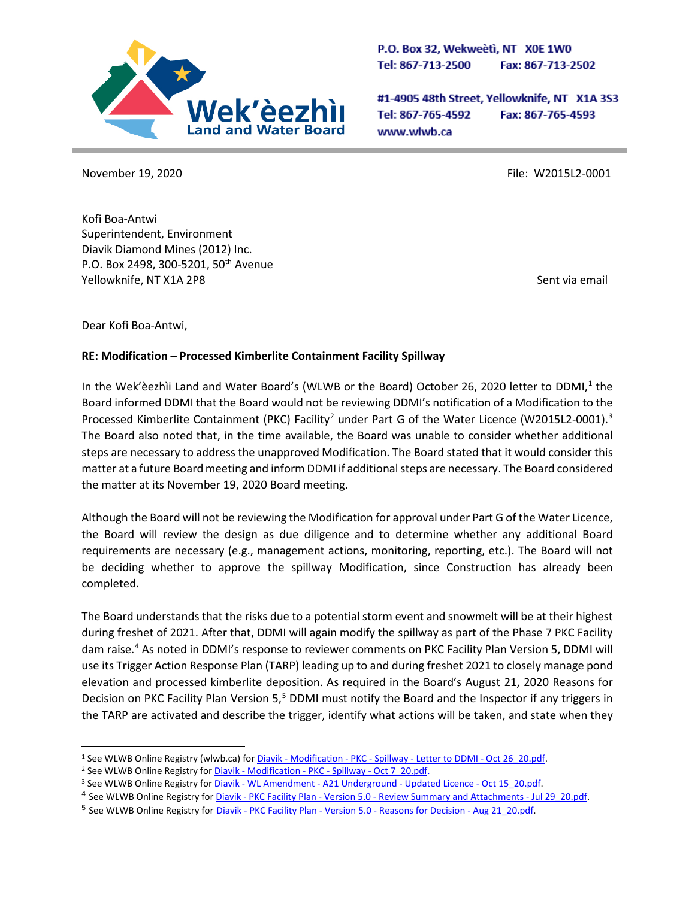Wek'èezhìı Land and Water Board

P.O. Box 32, Wekweètì, NT X0E 1W0
Tel: 867-713-2500 Fax: 867-713-2502

#1-4905 48th Street, Yellowknife, NT X1A 3S3
Tel: 867-765-4592 Fax: 867-765-4593
www.wlwb.ca

November 19, 2020

File: W2015L2-0001

Kofi Boa-Antwi
Superintendent, Environment
Diavik Diamond Mines (2012) Inc.
P.O. Box 2498, 300-5201, 50th Avenue
Yellowknife, NT X1A 2P8

Sent via email

Dear Kofi Boa-Antwi,

**RE: Modification – Processed Kimberlite Containment Facility Spillway**

In the Wek'èezhìı Land and Water Board's (WLWB or the Board) October 26, 2020 letter to DDMI,[1] the Board informed DDMI that the Board would not be reviewing DDMI's notification of a Modification to the Processed Kimberlite Containment (PKC) Facility[2] under Part G of the Water Licence (W2015L2-0001).[3] The Board also noted that, in the time available, the Board was unable to consider whether additional steps are necessary to address the unapproved Modification. The Board stated that it would consider this matter at a future Board meeting and inform DDMI if additional steps are necessary. The Board considered the matter at its November 19, 2020 Board meeting.

Although the Board will not be reviewing the Modification for approval under Part G of the Water Licence, the Board will review the design as due diligence and to determine whether any additional Board requirements are necessary (e.g., management actions, monitoring, reporting, etc.). The Board will not be deciding whether to approve the spillway Modification, since Construction has already been completed.

The Board understands that the risks due to a potential storm event and snowmelt will be at their highest during freshet of 2021. After that, DDMI will again modify the spillway as part of the Phase 7 PKC Facility dam raise.[4] As noted in DDMI's response to reviewer comments on PKC Facility Plan Version 5, DDMI will use its Trigger Action Response Plan (TARP) leading up to and during freshet 2021 to closely manage pond elevation and processed kimberlite deposition. As required in the Board's August 21, 2020 Reasons for Decision on PKC Facility Plan Version 5,[5] DDMI must notify the Board and the Inspector if any triggers in the TARP are activated and describe the trigger, identify what actions will be taken, and state when they

---

[1] See WLWB Online Registry (wlwb.ca) for Diavik - Modification - PKC - Spillway - Letter to DDMI - Oct 26_20.pdf.
[2] See WLWB Online Registry for Diavik - Modification - PKC - Spillway - Oct 7_20.pdf.
[3] See WLWB Online Registry for Diavik - WL Amendment - A21 Underground - Updated Licence - Oct 15_20.pdf.
[4] See WLWB Online Registry for Diavik - PKC Facility Plan - Version 5.0 - Review Summary and Attachments - Jul 29_20.pdf.
[5] See WLWB Online Registry for Diavik - PKC Facility Plan - Version 5.0 - Reasons for Decision - Aug 21_20.pdf.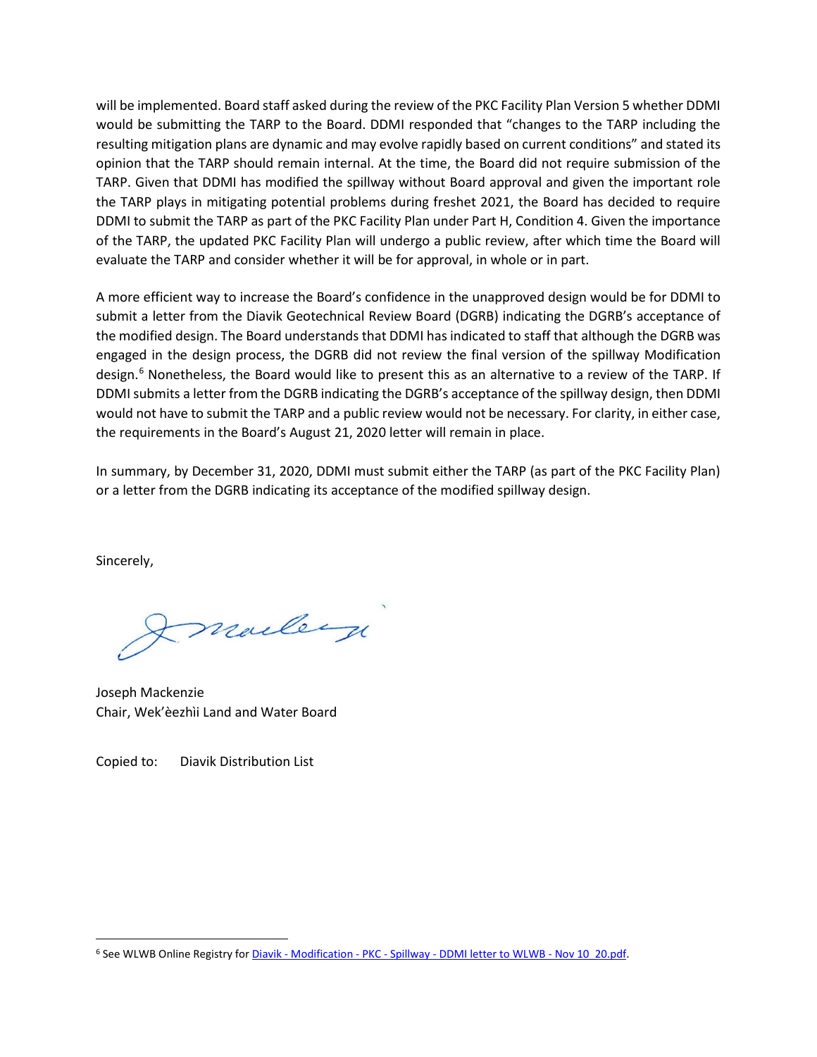will be implemented. Board staff asked during the review of the PKC Facility Plan Version 5 whether DDMI would be submitting the TARP to the Board. DDMI responded that "changes to the TARP including the resulting mitigation plans are dynamic and may evolve rapidly based on current conditions" and stated its opinion that the TARP should remain internal. At the time, the Board did not require submission of the TARP. Given that DDMI has modified the spillway without Board approval and given the important role the TARP plays in mitigating potential problems during freshet 2021, the Board has decided to require DDMI to submit the TARP as part of the PKC Facility Plan under Part H, Condition 4. Given the importance of the TARP, the updated PKC Facility Plan will undergo a public review, after which time the Board will evaluate the TARP and consider whether it will be for approval, in whole or in part.

A more efficient way to increase the Board's confidence in the unapproved design would be for DDMI to submit a letter from the Diavik Geotechnical Review Board (DGRB) indicating the DGRB's acceptance of the modified design. The Board understands that DDMI has indicated to staff that although the DGRB was engaged in the design process, the DGRB did not review the final version of the spillway Modification design.[6] Nonetheless, the Board would like to present this as an alternative to a review of the TARP. If DDMI submits a letter from the DGRB indicating the DGRB's acceptance of the spillway design, then DDMI would not have to submit the TARP and a public review would not be necessary. For clarity, in either case, the requirements in the Board's August 21, 2020 letter will remain in place.

In summary, by December 31, 2020, DDMI must submit either the TARP (as part of the PKC Facility Plan) or a letter from the DGRB indicating its acceptance of the modified spillway design.

Sincerely,

Joseph Mackenzie
Chair, Wek'èezhìi Land and Water Board

Copied to: Diavik Distribution List

[6] See WLWB Online Registry for Diavik - Modification - PKC - Spillway - DDMI letter to WLWB - Nov 10_20.pdf.